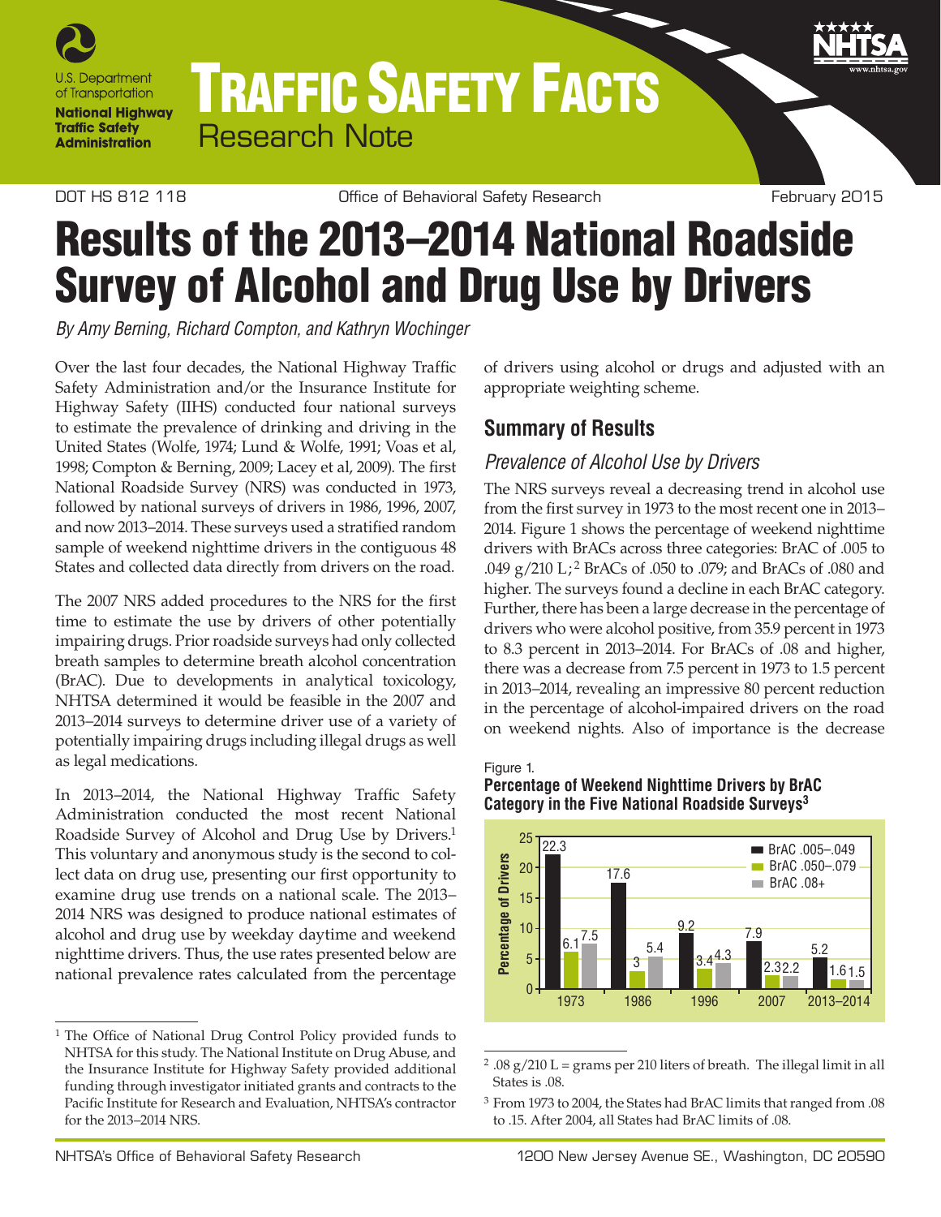# Results of the 2013–2014 National Roadside Survey of Alcohol and Drug Use by Drivers

*By Amy Berning, Richard Compton, and Kathryn Wochinger*

DOT HS 812 118 — Office of Behavioral Safety Research — February 2015

Over the last four decades, the National Highway Traffic Safety Administration and/or the Insurance Institute for Highway Safety (IIHS) conducted four national surveys to estimate the prevalence of drinking and driving in the United States (Wolfe, 1974; Lund & Wolfe, 1991; Voas et al, 1998; Compton & Berning, 2009; Lacey et al, 2009). The first National Roadside Survey (NRS) was conducted in 1973, followed by national surveys of drivers in 1986, 1996, 2007, and now 2013–2014. These surveys used a stratified random sample of weekend nighttime drivers in the contiguous 48 States and collected data directly from drivers on the road.

The 2007 NRS added procedures to the NRS for the first time to estimate the use by drivers of other potentially impairing drugs. Prior roadside surveys had only collected breath samples to determine breath alcohol concentration (BrAC). Due to developments in analytical toxicology, NHTSA determined it would be feasible in the 2007 and 2013–2014 surveys to determine driver use of a variety of potentially impairing drugs including illegal drugs as well as legal medications.

In 2013–2014, the National Highway Traffic Safety Administration conducted the most recent National Roadside Survey of Alcohol and Drug Use by Drivers.[1] This voluntary and anonymous study is the second to collect data on drug use, presenting our first opportunity to examine drug use trends on a national scale. The 2013–2014 NRS was designed to produce national estimates of alcohol and drug use by weekday daytime and weekend nighttime drivers. Thus, the use rates presented below are national prevalence rates calculated from the percentage of drivers using alcohol or drugs and adjusted with an appropriate weighting scheme.

## Summary of Results

### *Prevalence of Alcohol Use by Drivers*

The NRS surveys reveal a decreasing trend in alcohol use from the first survey in 1973 to the most recent one in 2013–2014. Figure 1 shows the percentage of weekend nighttime drivers with BrACs across three categories: BrAC of .005 to .049 g/210 L;[2] BrACs of .050 to .079; and BrACs of .080 and higher. The surveys found a decline in each BrAC category. Further, there has been a large decrease in the percentage of drivers who were alcohol positive, from 35.9 percent in 1973 to 8.3 percent in 2013–2014. For BrACs of .08 and higher, there was a decrease from 7.5 percent in 1973 to 1.5 percent in 2013–2014, revealing an impressive 80 percent reduction in the percentage of alcohol-impaired drivers on the road on weekend nights. Also of importance is the decrease

Figure 1.
**Percentage of Weekend Nighttime Drivers by BrAC Category in the Five National Roadside Surveys[3]**

| Survey | BrAC .005–.049 | BrAC .050–.079 | BrAC .08+ |
|---|---|---|---|
| 1973 | 22.3 | 6.1 | 7.5 |
| 1986 | 17.6 | 3 | 5.4 |
| 1996 | 9.2 | 3.4 | 4.3 |
| 2007 | 7.9 | 2.3 | 2.2 |
| 2013–2014 | 5.2 | 1.6 | 1.5 |

[1] The Office of National Drug Control Policy provided funds to NHTSA for this study. The National Institute on Drug Abuse, and the Insurance Institute for Highway Safety provided additional funding through investigator initiated grants and contracts to the Pacific Institute for Research and Evaluation, NHTSA's contractor for the 2013–2014 NRS.

[2] .08 g/210 L = grams per 210 liters of breath. The illegal limit in all States is .08.

[3] From 1973 to 2004, the States had BrAC limits that ranged from .08 to .15. After 2004, all States had BrAC limits of .08.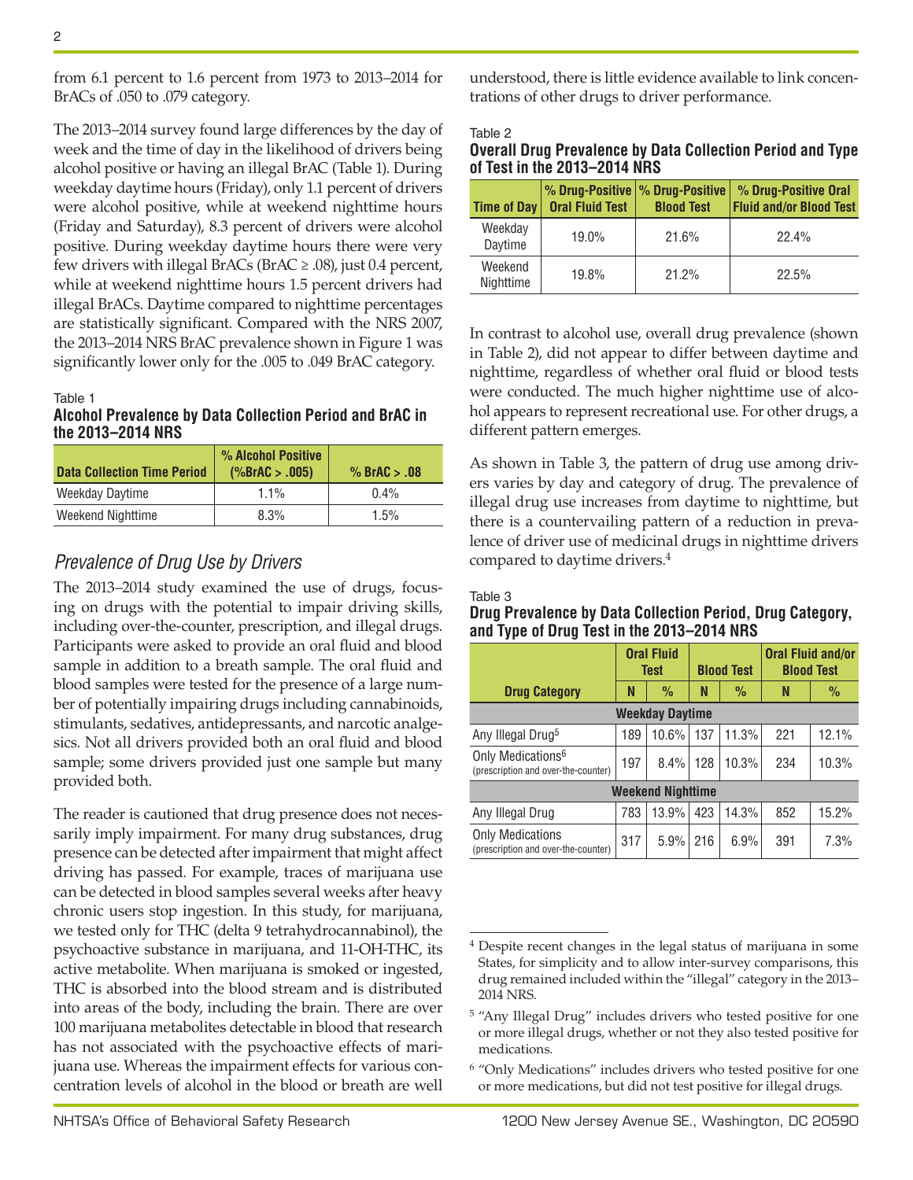from 6.1 percent to 1.6 percent from 1973 to 2013–2014 for BrACs of .050 to .079 category.

The 2013–2014 survey found large differences by the day of week and the time of day in the likelihood of drivers being alcohol positive or having an illegal BrAC (Table 1). During weekday daytime hours (Friday), only 1.1 percent of drivers were alcohol positive, while at weekend nighttime hours (Friday and Saturday), 8.3 percent of drivers were alcohol positive. During weekday daytime hours there were very few drivers with illegal BrACs (BrAC ≥ .08), just 0.4 percent, while at weekend nighttime hours 1.5 percent drivers had illegal BrACs. Daytime compared to nighttime percentages are statistically significant. Compared with the NRS 2007, the 2013–2014 NRS BrAC prevalence shown in Figure 1 was significantly lower only for the .005 to .049 BrAC category.

Table 1
**Alcohol Prevalence by Data Collection Period and BrAC in the 2013–2014 NRS**

| Data Collection Time Period | % Alcohol Positive (%BrAC > .005) | % BrAC > .08 |
|---|---|---|
| Weekday Daytime | 1.1% | 0.4% |
| Weekend Nighttime | 8.3% | 1.5% |

## *Prevalence of Drug Use by Drivers*

The 2013–2014 study examined the use of drugs, focusing on drugs with the potential to impair driving skills, including over-the-counter, prescription, and illegal drugs. Participants were asked to provide an oral fluid and blood sample in addition to a breath sample. The oral fluid and blood samples were tested for the presence of a large number of potentially impairing drugs including cannabinoids, stimulants, sedatives, antidepressants, and narcotic analgesics. Not all drivers provided both an oral fluid and blood sample; some drivers provided just one sample but many provided both.

The reader is cautioned that drug presence does not necessarily imply impairment. For many drug substances, drug presence can be detected after impairment that might affect driving has passed. For example, traces of marijuana use can be detected in blood samples several weeks after heavy chronic users stop ingestion. In this study, for marijuana, we tested only for THC (delta 9 tetrahydrocannabinol), the psychoactive substance in marijuana, and 11-OH-THC, its active metabolite. When marijuana is smoked or ingested, THC is absorbed into the blood stream and is distributed into areas of the body, including the brain. There are over 100 marijuana metabolites detectable in blood that research has not associated with the psychoactive effects of marijuana use. Whereas the impairment effects for various concentration levels of alcohol in the blood or breath are well understood, there is little evidence available to link concentrations of other drugs to driver performance.

Table 2
**Overall Drug Prevalence by Data Collection Period and Type of Test in the 2013–2014 NRS**

| Time of Day | % Drug-Positive Oral Fluid Test | % Drug-Positive Blood Test | % Drug-Positive Oral Fluid and/or Blood Test |
|---|---|---|---|
| Weekday Daytime | 19.0% | 21.6% | 22.4% |
| Weekend Nighttime | 19.8% | 21.2% | 22.5% |

In contrast to alcohol use, overall drug prevalence (shown in Table 2), did not appear to differ between daytime and nighttime, regardless of whether oral fluid or blood tests were conducted. The much higher nighttime use of alcohol appears to represent recreational use. For other drugs, a different pattern emerges.

As shown in Table 3, the pattern of drug use among drivers varies by day and category of drug. The prevalence of illegal drug use increases from daytime to nighttime, but there is a countervailing pattern of a reduction in prevalence of driver use of medicinal drugs in nighttime drivers compared to daytime drivers.[4]

Table 3
**Drug Prevalence by Data Collection Period, Drug Category, and Type of Drug Test in the 2013–2014 NRS**

| Drug Category | Oral Fluid Test | | Blood Test | | Oral Fluid and/or Blood Test | |
|---|---|---|---|---|---|---|
| | N | % | N | % | N | % |
| **Weekday Daytime** | | | | | | |
| Any Illegal Drug[5] | 189 | 10.6% | 137 | 11.3% | 221 | 12.1% |
| Only Medications[6] (prescription and over-the-counter) | 197 | 8.4% | 128 | 10.3% | 234 | 10.3% |
| **Weekend Nighttime** | | | | | | |
| Any Illegal Drug | 783 | 13.9% | 423 | 14.3% | 852 | 15.2% |
| Only Medications (prescription and over-the-counter) | 317 | 5.9% | 216 | 6.9% | 391 | 7.3% |

[4] Despite recent changes in the legal status of marijuana in some States, for simplicity and to allow inter-survey comparisons, this drug remained included within the "illegal" category in the 2013–2014 NRS.

[5] "Any Illegal Drug" includes drivers who tested positive for one or more illegal drugs, whether or not they also tested positive for medications.

[6] "Only Medications" includes drivers who tested positive for one or more medications, but did not test positive for illegal drugs.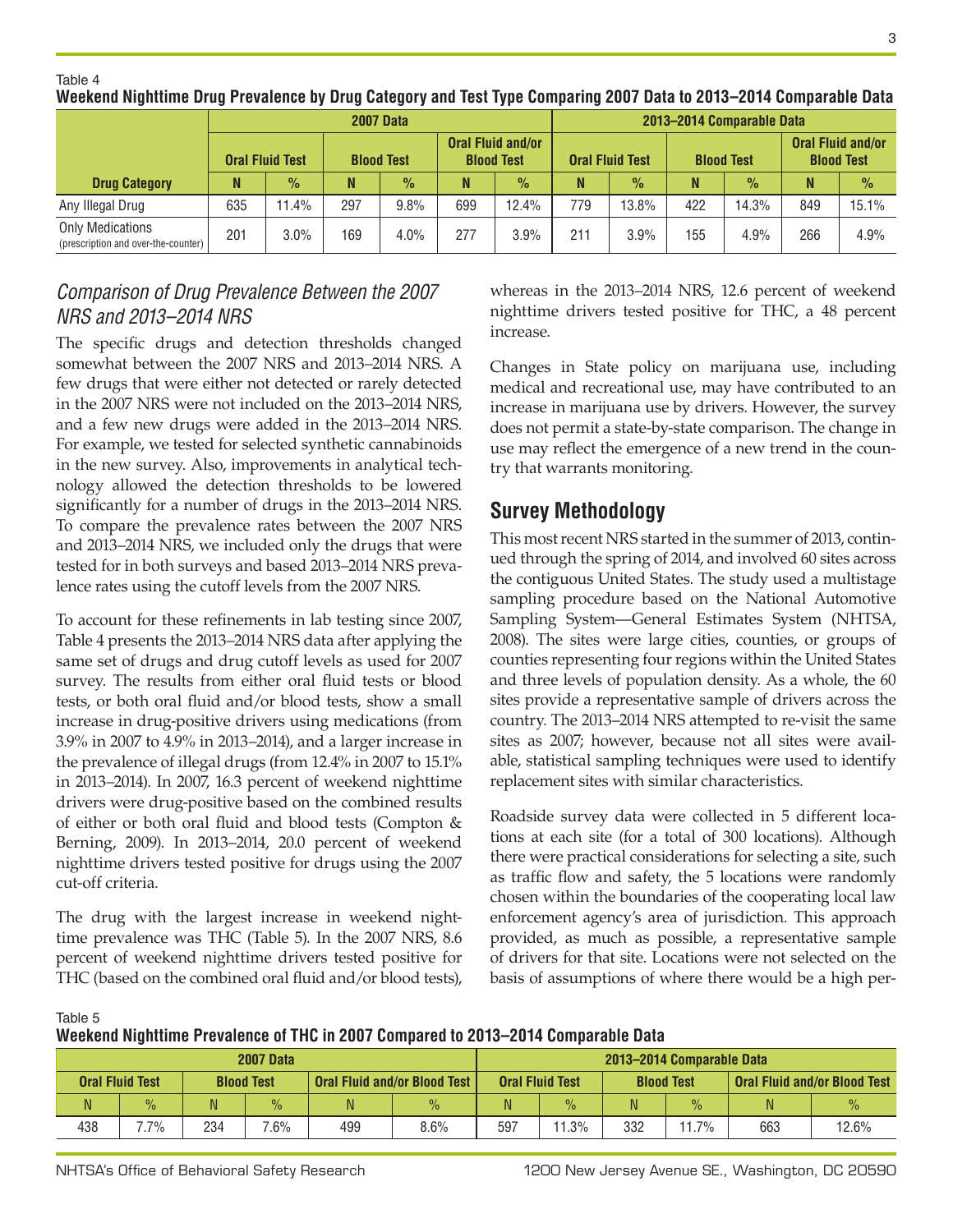Table 4

**Weekend Nighttime Drug Prevalence by Drug Category and Test Type Comparing 2007 Data to 2013–2014 Comparable Data**

| | 2007 Data | | | | | | 2013–2014 Comparable Data | | | | | |
|---|---|---|---|---|---|---|---|---|---|---|---|---|
| | Oral Fluid Test | | Blood Test | | Oral Fluid and/or Blood Test | | Oral Fluid Test | | Blood Test | | Oral Fluid and/or Blood Test | |
| **Drug Category** | N | % | N | % | N | % | N | % | N | % | N | % |
| Any Illegal Drug | 635 | 11.4% | 297 | 9.8% | 699 | 12.4% | 779 | 13.8% | 422 | 14.3% | 849 | 15.1% |
| Only Medications (prescription and over-the-counter) | 201 | 3.0% | 169 | 4.0% | 277 | 3.9% | 211 | 3.9% | 155 | 4.9% | 266 | 4.9% |

## *Comparison of Drug Prevalence Between the 2007 NRS and 2013–2014 NRS*

The specific drugs and detection thresholds changed somewhat between the 2007 NRS and 2013–2014 NRS. A few drugs that were either not detected or rarely detected in the 2007 NRS were not included on the 2013–2014 NRS, and a few new drugs were added in the 2013–2014 NRS. For example, we tested for selected synthetic cannabinoids in the new survey. Also, improvements in analytical technology allowed the detection thresholds to be lowered significantly for a number of drugs in the 2013–2014 NRS. To compare the prevalence rates between the 2007 NRS and 2013–2014 NRS, we included only the drugs that were tested for in both surveys and based 2013–2014 NRS prevalence rates using the cutoff levels from the 2007 NRS.

To account for these refinements in lab testing since 2007, Table 4 presents the 2013–2014 NRS data after applying the same set of drugs and drug cutoff levels as used for 2007 survey. The results from either oral fluid tests or blood tests, or both oral fluid and/or blood tests, show a small increase in drug-positive drivers using medications (from 3.9% in 2007 to 4.9% in 2013–2014), and a larger increase in the prevalence of illegal drugs (from 12.4% in 2007 to 15.1% in 2013–2014). In 2007, 16.3 percent of weekend nighttime drivers were drug-positive based on the combined results of either or both oral fluid and blood tests (Compton & Berning, 2009). In 2013–2014, 20.0 percent of weekend nighttime drivers tested positive for drugs using the 2007 cut-off criteria.

The drug with the largest increase in weekend nighttime prevalence was THC (Table 5). In the 2007 NRS, 8.6 percent of weekend nighttime drivers tested positive for THC (based on the combined oral fluid and/or blood tests), whereas in the 2013–2014 NRS, 12.6 percent of weekend nighttime drivers tested positive for THC, a 48 percent increase.

Changes in State policy on marijuana use, including medical and recreational use, may have contributed to an increase in marijuana use by drivers. However, the survey does not permit a state-by-state comparison. The change in use may reflect the emergence of a new trend in the country that warrants monitoring.

## Survey Methodology

This most recent NRS started in the summer of 2013, continued through the spring of 2014, and involved 60 sites across the contiguous United States. The study used a multistage sampling procedure based on the National Automotive Sampling System—General Estimates System (NHTSA, 2008). The sites were large cities, counties, or groups of counties representing four regions within the United States and three levels of population density. As a whole, the 60 sites provide a representative sample of drivers across the country. The 2013–2014 NRS attempted to re-visit the same sites as 2007; however, because not all sites were available, statistical sampling techniques were used to identify replacement sites with similar characteristics.

Roadside survey data were collected in 5 different locations at each site (for a total of 300 locations). Although there were practical considerations for selecting a site, such as traffic flow and safety, the 5 locations were randomly chosen within the boundaries of the cooperating local law enforcement agency's area of jurisdiction. This approach provided, as much as possible, a representative sample of drivers for that site. Locations were not selected on the basis of assumptions of where there would be a high per-

Table 5

**Weekend Nighttime Prevalence of THC in 2007 Compared to 2013–2014 Comparable Data**

| 2007 Data | | | | | | 2013–2014 Comparable Data | | | | | |
|---|---|---|---|---|---|---|---|---|---|---|---|
| Oral Fluid Test | | Blood Test | | Oral Fluid and/or Blood Test | | Oral Fluid Test | | Blood Test | | Oral Fluid and/or Blood Test | |
| N | % | N | % | N | % | N | % | N | % | N | % |
| 438 | 7.7% | 234 | 7.6% | 499 | 8.6% | 597 | 11.3% | 332 | 11.7% | 663 | 12.6% |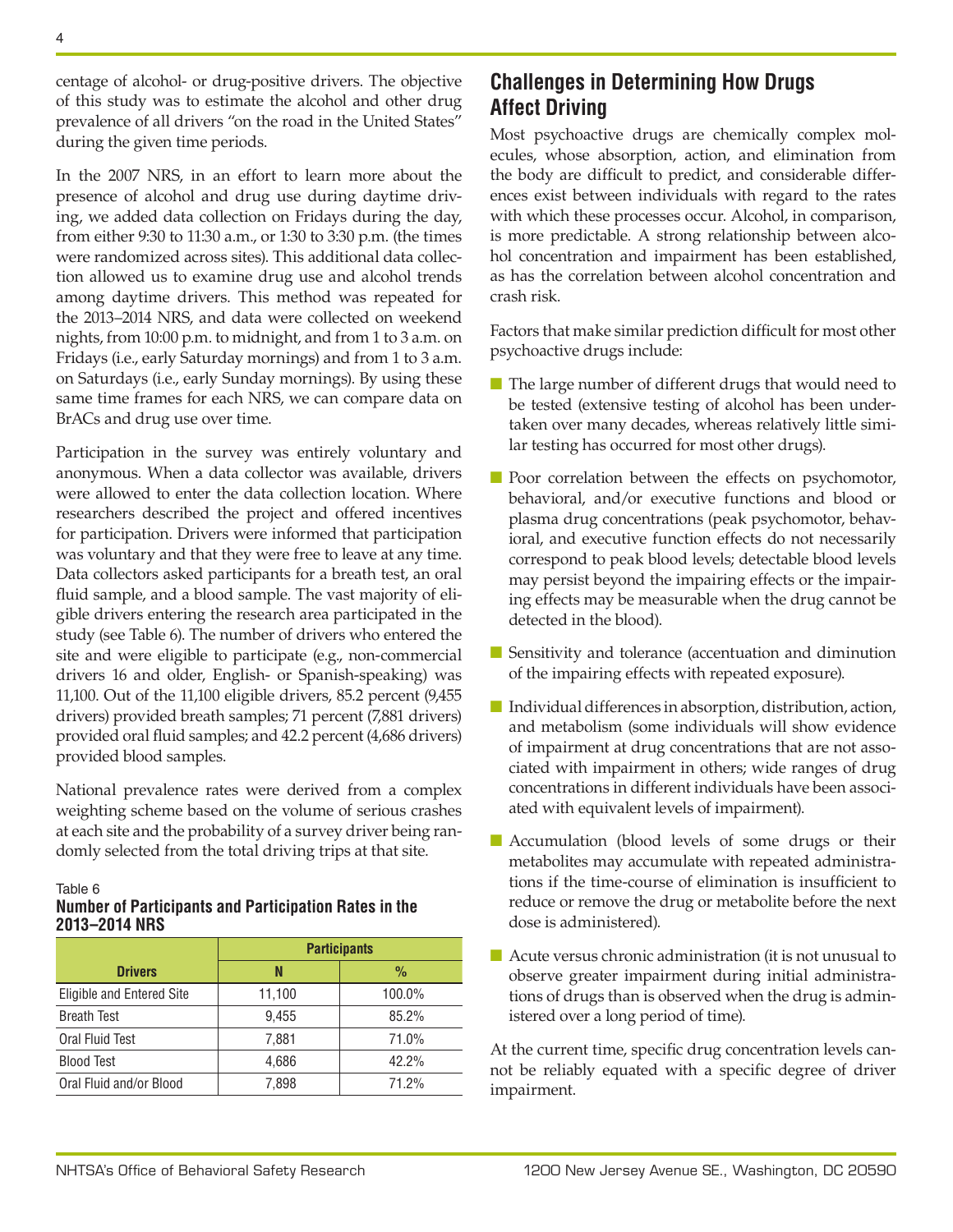centage of alcohol- or drug-positive drivers. The objective of this study was to estimate the alcohol and other drug prevalence of all drivers "on the road in the United States" during the given time periods.

In the 2007 NRS, in an effort to learn more about the presence of alcohol and drug use during daytime driving, we added data collection on Fridays during the day, from either 9:30 to 11:30 a.m., or 1:30 to 3:30 p.m. (the times were randomized across sites). This additional data collection allowed us to examine drug use and alcohol trends among daytime drivers. This method was repeated for the 2013–2014 NRS, and data were collected on weekend nights, from 10:00 p.m. to midnight, and from 1 to 3 a.m. on Fridays (i.e., early Saturday mornings) and from 1 to 3 a.m. on Saturdays (i.e., early Sunday mornings). By using these same time frames for each NRS, we can compare data on BrACs and drug use over time.

Participation in the survey was entirely voluntary and anonymous. When a data collector was available, drivers were allowed to enter the data collection location. Where researchers described the project and offered incentives for participation. Drivers were informed that participation was voluntary and that they were free to leave at any time. Data collectors asked participants for a breath test, an oral fluid sample, and a blood sample. The vast majority of eligible drivers entering the research area participated in the study (see Table 6). The number of drivers who entered the site and were eligible to participate (e.g., non-commercial drivers 16 and older, English- or Spanish-speaking) was 11,100. Out of the 11,100 eligible drivers, 85.2 percent (9,455 drivers) provided breath samples; 71 percent (7,881 drivers) provided oral fluid samples; and 42.2 percent (4,686 drivers) provided blood samples.

National prevalence rates were derived from a complex weighting scheme based on the volume of serious crashes at each site and the probability of a survey driver being randomly selected from the total driving trips at that site.

Table 6
**Number of Participants and Participation Rates in the 2013–2014 NRS**

| Drivers | Participants | |
|---|---|---|
| | N | % |
| Eligible and Entered Site | 11,100 | 100.0% |
| Breath Test | 9,455 | 85.2% |
| Oral Fluid Test | 7,881 | 71.0% |
| Blood Test | 4,686 | 42.2% |
| Oral Fluid and/or Blood | 7,898 | 71.2% |

## Challenges in Determining How Drugs Affect Driving

Most psychoactive drugs are chemically complex molecules, whose absorption, action, and elimination from the body are difficult to predict, and considerable differences exist between individuals with regard to the rates with which these processes occur. Alcohol, in comparison, is more predictable. A strong relationship between alcohol concentration and impairment has been established, as has the correlation between alcohol concentration and crash risk.

Factors that make similar prediction difficult for most other psychoactive drugs include:

- The large number of different drugs that would need to be tested (extensive testing of alcohol has been undertaken over many decades, whereas relatively little similar testing has occurred for most other drugs).
- Poor correlation between the effects on psychomotor, behavioral, and/or executive functions and blood or plasma drug concentrations (peak psychomotor, behavioral, and executive function effects do not necessarily correspond to peak blood levels; detectable blood levels may persist beyond the impairing effects or the impairing effects may be measurable when the drug cannot be detected in the blood).
- Sensitivity and tolerance (accentuation and diminution of the impairing effects with repeated exposure).
- Individual differences in absorption, distribution, action, and metabolism (some individuals will show evidence of impairment at drug concentrations that are not associated with impairment in others; wide ranges of drug concentrations in different individuals have been associated with equivalent levels of impairment).
- Accumulation (blood levels of some drugs or their metabolites may accumulate with repeated administrations if the time-course of elimination is insufficient to reduce or remove the drug or metabolite before the next dose is administered).
- Acute versus chronic administration (it is not unusual to observe greater impairment during initial administrations of drugs than is observed when the drug is administered over a long period of time).

At the current time, specific drug concentration levels cannot be reliably equated with a specific degree of driver impairment.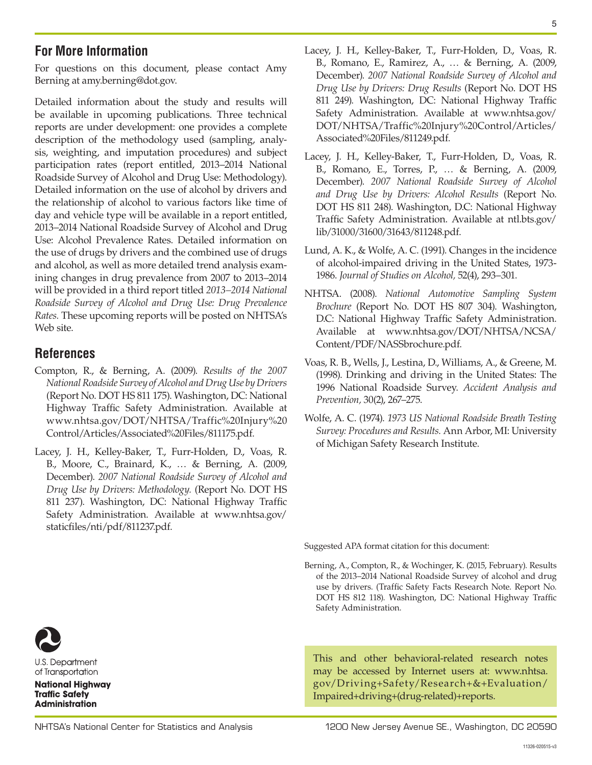## For More Information

For questions on this document, please contact Amy Berning at amy.berning@dot.gov.

Detailed information about the study and results will be available in upcoming publications. Three technical reports are under development: one provides a complete description of the methodology used (sampling, analysis, weighting, and imputation procedures) and subject participation rates (report entitled, 2013–2014 National Roadside Survey of Alcohol and Drug Use: Methodology). Detailed information on the use of alcohol by drivers and the relationship of alcohol to various factors like time of day and vehicle type will be available in a report entitled, 2013–2014 National Roadside Survey of Alcohol and Drug Use: Alcohol Prevalence Rates. Detailed information on the use of drugs by drivers and the combined use of drugs and alcohol, as well as more detailed trend analysis examining changes in drug prevalence from 2007 to 2013–2014 will be provided in a third report titled *2013–2014 National Roadside Survey of Alcohol and Drug Use: Drug Prevalence Rates.* These upcoming reports will be posted on NHTSA's Web site.

## References

Compton, R., & Berning, A. (2009). *Results of the 2007 National Roadside Survey of Alcohol and Drug Use by Drivers* (Report No. DOT HS 811 175). Washington, DC: National Highway Traffic Safety Administration. Available at www.nhtsa.gov/DOT/NHTSA/Traffic%20Injury%20Control/Articles/Associated%20Files/811175.pdf.

Lacey, J. H., Kelley-Baker, T., Furr-Holden, D., Voas, R. B., Moore, C., Brainard, K., … & Berning, A. (2009, December). *2007 National Roadside Survey of Alcohol and Drug Use by Drivers: Methodology.* (Report No. DOT HS 811 237). Washington, DC: National Highway Traffic Safety Administration. Available at www.nhtsa.gov/staticfiles/nti/pdf/811237.pdf.

Lacey, J. H., Kelley-Baker, T., Furr-Holden, D., Voas, R. B., Romano, E., Ramirez, A., … & Berning, A. (2009, December). *2007 National Roadside Survey of Alcohol and Drug Use by Drivers: Drug Results* (Report No. DOT HS 811 249). Washington, DC: National Highway Traffic Safety Administration. Available at www.nhtsa.gov/DOT/NHTSA/Traffic%20Injury%20Control/Articles/Associated%20Files/811249.pdf.

Lacey, J. H., Kelley-Baker, T., Furr-Holden, D., Voas, R. B., Romano, E., Torres, P., … & Berning, A. (2009, December). *2007 National Roadside Survey of Alcohol and Drug Use by Drivers: Alcohol Results* (Report No. DOT HS 811 248). Washington, D.C: National Highway Traffic Safety Administration. Available at ntl.bts.gov/lib/31000/31600/31643/811248.pdf.

Lund, A. K., & Wolfe, A. C. (1991). Changes in the incidence of alcohol-impaired driving in the United States, 1973-1986. *Journal of Studies on Alcohol,* 52(4), 293–301.

NHTSA. (2008). *National Automotive Sampling System Brochure* (Report No. DOT HS 807 304). Washington, D.C: National Highway Traffic Safety Administration. Available at www.nhtsa.gov/DOT/NHTSA/NCSA/Content/PDF/NASSbrochure.pdf.

Voas, R. B., Wells, J., Lestina, D., Williams, A., & Greene, M. (1998). Drinking and driving in the United States: The 1996 National Roadside Survey. *Accident Analysis and Prevention,* 30(2), 267–275.

Wolfe, A. C. (1974). *1973 US National Roadside Breath Testing Survey: Procedures and Results.* Ann Arbor, MI: University of Michigan Safety Research Institute.

Suggested APA format citation for this document:

Berning, A., Compton, R., & Wochinger, K. (2015, February). Results of the 2013–2014 National Roadside Survey of alcohol and drug use by drivers. (Traffic Safety Facts Research Note. Report No. DOT HS 812 118). Washington, DC: National Highway Traffic Safety Administration.

U.S. Department of Transportation

**National Highway Traffic Safety Administration**

This and other behavioral-related research notes may be accessed by Internet users at: www.nhtsa.gov/Driving+Safety/Research+&+Evaluation/Impaired+driving+(drug-related)+reports.

NHTSA's National Center for Statistics and Analysis 1200 New Jersey Avenue SE., Washington, DC 20590

11326-020515-v3